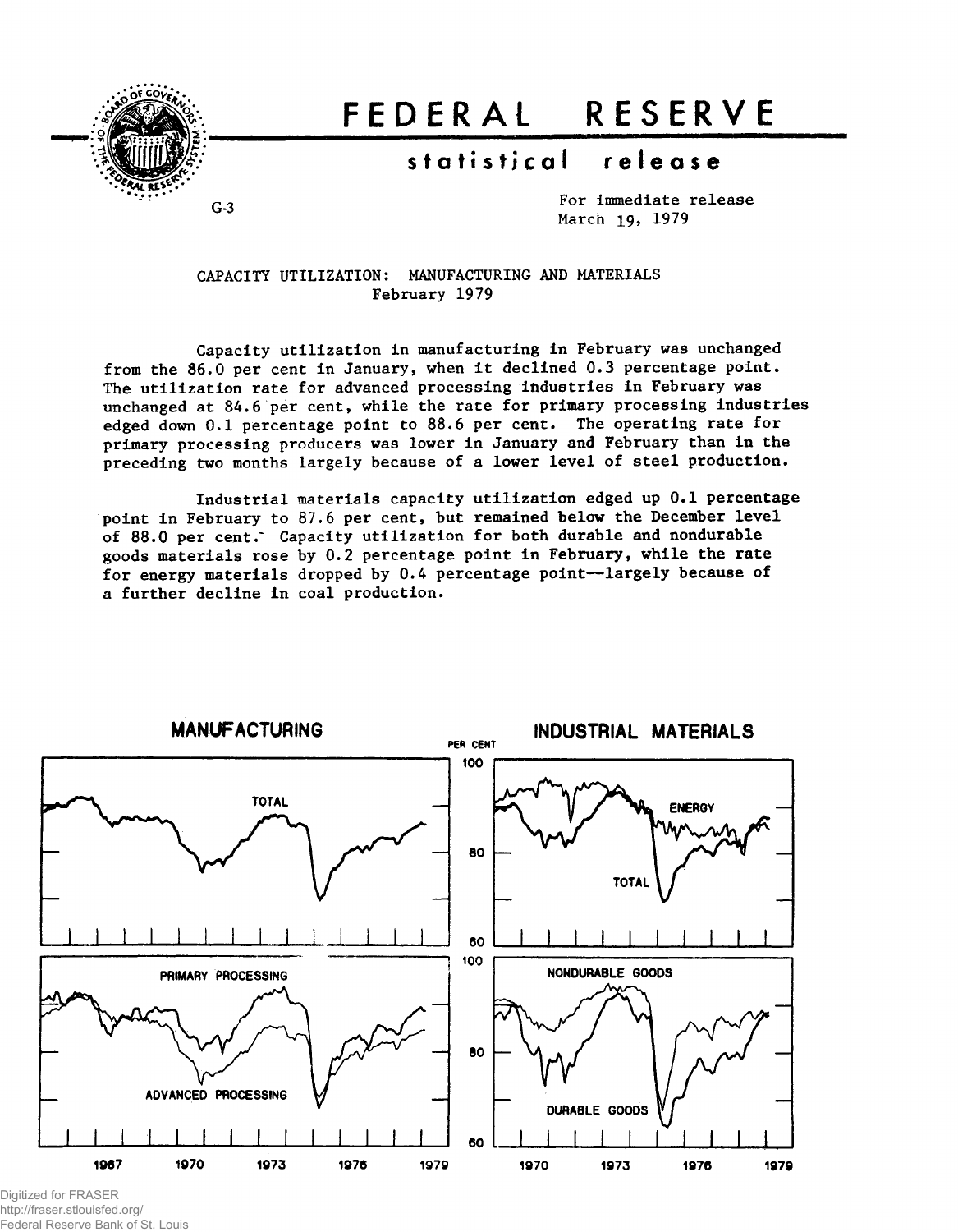# FEDERAL RESERVE

## statistical release

G-3

For immediate release
March 19, 1979

CAPACITY UTILIZATION: MANUFACTURING AND MATERIALS
February 1979

Capacity utilization in manufacturing in February was unchanged from the 86.0 per cent in January, when it declined 0.3 percentage point. The utilization rate for advanced processing industries in February was unchanged at 84.6 per cent, while the rate for primary processing industries edged down 0.1 percentage point to 88.6 per cent. The operating rate for primary processing producers was lower in January and February than in the preceding two months largely because of a lower level of steel production.

Industrial materials capacity utilization edged up 0.1 percentage point in February to 87.6 per cent, but remained below the December level of 88.0 per cent. Capacity utilization for both durable and nondurable goods materials rose by 0.2 percentage point in February, while the rate for energy materials dropped by 0.4 percentage point--largely because of a further decline in coal production.

**MANUFACTURING** — **INDUSTRIAL MATERIALS**

PER CENT

TOTAL — ENERGY, TOTAL

PRIMARY PROCESSING, ADVANCED PROCESSING — NONDURABLE GOODS, DURABLE GOODS

1967 1970 1973 1976 1979 — 1970 1973 1976 1979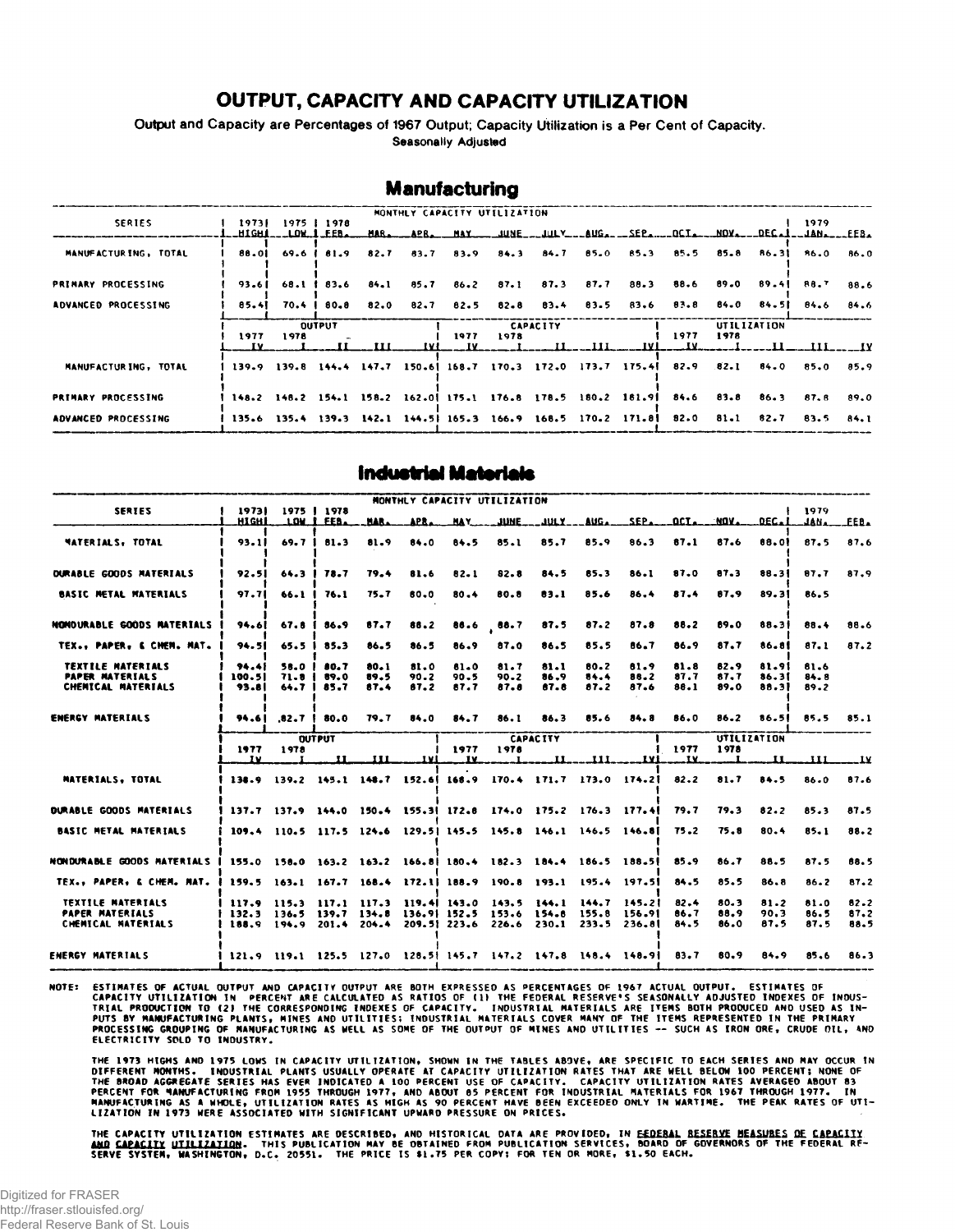# OUTPUT, CAPACITY AND CAPACITY UTILIZATION

Output and Capacity are Percentages of 1967 Output; Capacity Utilization is a Per Cent of Capacity.
Seasonally Adjusted

## Manufacturing

MONTHLY CAPACITY UTILIZATION

| SERIES | 1973 HIGH | 1975 LOW | 1978 FEB. | MAR. | APR. | MAY | JUNE | JULY | AUG. | SEP. | OCT. | NOV. | DEC. | 1979 JAN. | FEB. |
|---|---|---|---|---|---|---|---|---|---|---|---|---|---|---|---|
| MANUFACTURING, TOTAL | 88.0 | 69.6 | 81.9 | 82.7 | 83.7 | 83.9 | 84.3 | 84.7 | 85.0 | 85.3 | 85.5 | 85.8 | 86.3 | 86.0 | 86.0 |
| PRIMARY PROCESSING | 93.6 | 68.1 | 83.6 | 84.1 | 85.7 | 86.2 | 87.1 | 87.3 | 87.7 | 88.3 | 88.6 | 89.0 | 89.4 | 88.7 | 88.6 |
| ADVANCED PROCESSING | 85.4 | 70.4 | 80.8 | 82.0 | 82.7 | 82.5 | 82.8 | 83.4 | 83.5 | 83.6 | 83.8 | 84.0 | 84.5 | 84.6 | 84.6 |

| | OUTPUT | | | | | CAPACITY | | | | | UTILIZATION | | | | |
|---|---|---|---|---|---|---|---|---|---|---|---|---|---|---|---|
| | 1977 IV | 1978 I | II | III | IV | 1977 IV | 1978 I | II | III | IV | 1977 IV | 1978 I | II | III | IV |
| MANUFACTURING, TOTAL | 139.9 | 139.8 | 144.4 | 147.7 | 150.6 | 168.7 | 170.3 | 172.0 | 173.7 | 175.4 | 82.9 | 82.1 | 84.0 | 85.0 | 85.9 |
| PRIMARY PROCESSING | 148.2 | 148.2 | 154.1 | 158.2 | 162.0 | 175.1 | 176.8 | 178.5 | 180.2 | 181.9 | 84.6 | 83.8 | 86.3 | 87.8 | 89.0 |
| ADVANCED PROCESSING | 135.6 | 135.4 | 139.3 | 142.1 | 144.5 | 165.3 | 166.9 | 168.5 | 170.2 | 171.8 | 82.0 | 81.1 | 82.7 | 83.5 | 84.1 |

## Industrial Materials

MONTHLY CAPACITY UTILIZATION

| SERIES | 1973 HIGH | 1975 LOW | 1978 FEB. | MAR. | APR. | MAY | JUNE | JULY | AUG. | SEP. | OCT. | NOV. | DEC. | 1979 JAN. | FEB. |
|---|---|---|---|---|---|---|---|---|---|---|---|---|---|---|---|
| MATERIALS, TOTAL | 93.1 | 69.7 | 81.3 | 81.9 | 84.0 | 84.5 | 85.1 | 85.7 | 85.9 | 86.3 | 87.1 | 87.6 | 88.0 | 87.5 | 87.6 |
| DURABLE GOODS MATERIALS | 92.5 | 64.3 | 78.7 | 79.4 | 81.6 | 82.1 | 82.8 | 84.5 | 85.3 | 86.1 | 87.0 | 87.3 | 88.3 | 87.7 | 87.9 |
| BASIC METAL MATERIALS | 97.7 | 66.1 | 76.1 | 75.7 | 80.0 | 80.4 | 80.8 | 83.1 | 85.6 | 86.4 | 87.4 | 87.9 | 89.3 | 86.5 | |
| NONDURABLE GOODS MATERIALS | 94.6 | 67.8 | 86.9 | 87.7 | 88.2 | 88.6 | 88.7 | 87.5 | 87.2 | 87.8 | 88.2 | 89.0 | 88.3 | 88.4 | 88.6 |
| TEX., PAPER, & CHEM. MAT. | 94.5 | 65.5 | 85.3 | 86.5 | 86.5 | 86.9 | 87.0 | 86.5 | 85.5 | 86.7 | 86.9 | 87.7 | 86.8 | 87.1 | 87.2 |
| TEXTILE MATERIALS | 94.4 | 58.0 | 80.7 | 80.1 | 81.0 | 81.0 | 81.7 | 81.1 | 80.2 | 81.9 | 81.8 | 82.9 | 81.9 | 81.6 | |
| PAPER MATERIALS | 100.5 | 71.8 | 89.0 | 89.5 | 90.2 | 90.5 | 90.2 | 86.9 | 84.4 | 88.2 | 87.7 | 87.7 | 86.3 | 84.8 | |
| CHEMICAL MATERIALS | 93.8 | 64.7 | 85.7 | 87.4 | 87.2 | 87.7 | 87.8 | 87.8 | 87.2 | 87.6 | 88.1 | 89.0 | 88.3 | 89.2 | |
| ENERGY MATERIALS | 94.6 | 82.7 | 80.0 | 79.7 | 84.0 | 84.7 | 86.1 | 86.3 | 85.6 | 84.8 | 86.0 | 86.2 | 86.5 | 85.5 | 85.1 |

| | OUTPUT | | | | | CAPACITY | | | | | UTILIZATION | | | | |
|---|---|---|---|---|---|---|---|---|---|---|---|---|---|---|---|
| | 1977 IV | 1978 I | II | III | IV | 1977 IV | 1978 I | II | III | IV | 1977 IV | 1978 I | II | III | IV |
| MATERIALS, TOTAL | 138.9 | 139.2 | 145.1 | 148.7 | 152.6 | 168.9 | 170.4 | 171.7 | 173.0 | 174.2 | 82.2 | 81.7 | 84.5 | 86.0 | 87.6 |
| DURABLE GOODS MATERIALS | 137.7 | 137.9 | 144.0 | 150.4 | 155.3 | 172.8 | 174.0 | 175.2 | 176.3 | 177.4 | 79.7 | 79.3 | 82.2 | 85.3 | 87.5 |
| BASIC METAL MATERIALS | 109.4 | 110.5 | 117.5 | 124.6 | 129.5 | 145.5 | 145.8 | 146.1 | 146.5 | 146.8 | 75.2 | 75.8 | 80.4 | 85.1 | 88.2 |
| NONDURABLE GOODS MATERIALS | 155.0 | 158.0 | 163.2 | 163.2 | 166.8 | 180.4 | 182.3 | 184.4 | 186.5 | 188.5 | 85.9 | 86.7 | 88.5 | 87.5 | 88.5 |
| TEX., PAPER, & CHEM. MAT. | 159.5 | 163.1 | 167.7 | 168.4 | 172.1 | 188.9 | 190.8 | 193.1 | 195.4 | 197.5 | 84.5 | 85.5 | 86.8 | 86.2 | 87.2 |
| TEXTILE MATERIALS | 117.9 | 115.3 | 117.1 | 117.3 | 119.4 | 143.0 | 143.5 | 144.1 | 144.7 | 145.2 | 82.4 | 80.3 | 81.2 | 81.0 | 82.2 |
| PAPER MATERIALS | 132.3 | 136.5 | 139.7 | 134.8 | 136.9 | 152.5 | 153.6 | 154.8 | 155.8 | 156.9 | 86.7 | 88.9 | 90.3 | 86.5 | 87.2 |
| CHEMICAL MATERIALS | 188.9 | 194.9 | 201.4 | 204.4 | 209.5 | 223.6 | 226.6 | 230.1 | 233.5 | 236.8 | 84.5 | 86.0 | 87.5 | 87.5 | 88.5 |
| ENERGY MATERIALS | 121.9 | 119.1 | 125.5 | 127.0 | 128.5 | 145.7 | 147.2 | 147.8 | 148.4 | 148.9 | 83.7 | 80.9 | 84.9 | 85.6 | 86.3 |

NOTE: ESTIMATES OF ACTUAL OUTPUT AND CAPACITY OUTPUT ARE BOTH EXPRESSED AS PERCENTAGES OF 1967 ACTUAL OUTPUT. ESTIMATES OF CAPACITY UTILIZATION IN PERCENT ARE CALCULATED AS RATIOS OF (1) THE FEDERAL RESERVE'S SEASONALLY ADJUSTED INDEXES OF INDUSTRIAL PRODUCTION TO (2) THE CORRESPONDING INDEXES OF CAPACITY. INDUSTRIAL MATERIALS ARE ITEMS BOTH PRODUCED AND USED AS INPUTS BY MANUFACTURING PLANTS, MINES AND UTILITIES; INDUSTRIAL MATERIALS COVER MANY OF THE ITEMS REPRESENTED IN THE PRIMARY PROCESSING GROUPING OF MANUFACTURING AS WELL AS SOME OF THE OUTPUT OF MINES AND UTILITIES -- SUCH AS IRON ORE, CRUDE OIL, AND ELECTRICITY SOLD TO INDUSTRY.

THE 1973 HIGHS AND 1975 LOWS IN CAPACITY UTILIZATION, SHOWN IN THE TABLES ABOVE, ARE SPECIFIC TO EACH SERIES AND MAY OCCUR IN DIFFERENT MONTHS. INDUSTRIAL PLANTS USUALLY OPERATE AT CAPACITY UTILIZATION RATES THAT ARE WELL BELOW 100 PERCENT; NONE OF THE BROAD AGGREGATE SERIES HAS EVER INDICATED A 100 PERCENT USE OF CAPACITY. CAPACITY UTILIZATION RATES AVERAGED ABOUT 83 PERCENT FOR MANUFACTURING FROM 1955 THROUGH 1977, AND ABOUT 85 PERCENT FOR INDUSTRIAL MATERIALS FOR 1967 THROUGH 1977. IN MANUFACTURING AS A WHOLE, UTILIZATION RATES AS HIGH AS 90 PERCENT HAVE BEEN EXCEEDED ONLY IN WARTIME. THE PEAK RATES OF UTILIZATION IN 1973 WERE ASSOCIATED WITH SIGNIFICANT UPWARD PRESSURE ON PRICES.

THE CAPACITY UTILIZATION ESTIMATES ARE DESCRIBED, AND HISTORICAL DATA ARE PROVIDED, IN FEDERAL RESERVE MEASURES OF CAPACITY AND CAPACITY UTILIZATION. THIS PUBLICATION MAY BE OBTAINED FROM PUBLICATION SERVICES, BOARD OF GOVERNORS OF THE FEDERAL RESERVE SYSTEM, WASHINGTON, D.C. 20551. THE PRICE IS $1.75 PER COPY; FOR TEN OR MORE, $1.50 EACH.